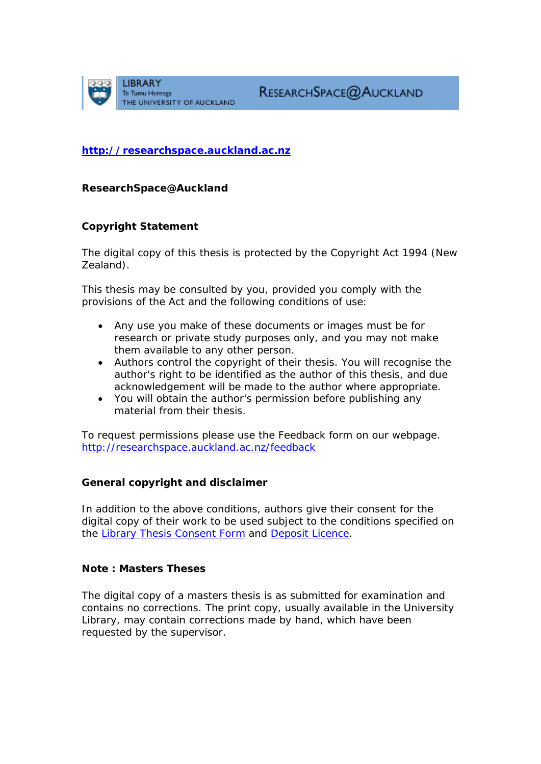LIBRARY
Te Tumu Herenga
THE UNIVERSITY OF AUCKLAND

RESEARCHSPACE@AUCKLAND

**http://researchspace.auckland.ac.nz**

**ResearchSpace@Auckland**

**Copyright Statement**

The digital copy of this thesis is protected by the Copyright Act 1994 (New Zealand).

This thesis may be consulted by you, provided you comply with the provisions of the Act and the following conditions of use:

- Any use you make of these documents or images must be for research or private study purposes only, and you may not make them available to any other person.
- Authors control the copyright of their thesis. You will recognise the author's right to be identified as the author of this thesis, and due acknowledgement will be made to the author where appropriate.
- You will obtain the author's permission before publishing any material from their thesis.

To request permissions please use the Feedback form on our webpage. http://researchspace.auckland.ac.nz/feedback

**General copyright and disclaimer**

In addition to the above conditions, authors give their consent for the digital copy of their work to be used subject to the conditions specified on the Library Thesis Consent Form and Deposit Licence.

**Note : Masters Theses**

The digital copy of a masters thesis is as submitted for examination and contains no corrections. The print copy, usually available in the University Library, may contain corrections made by hand, which have been requested by the supervisor.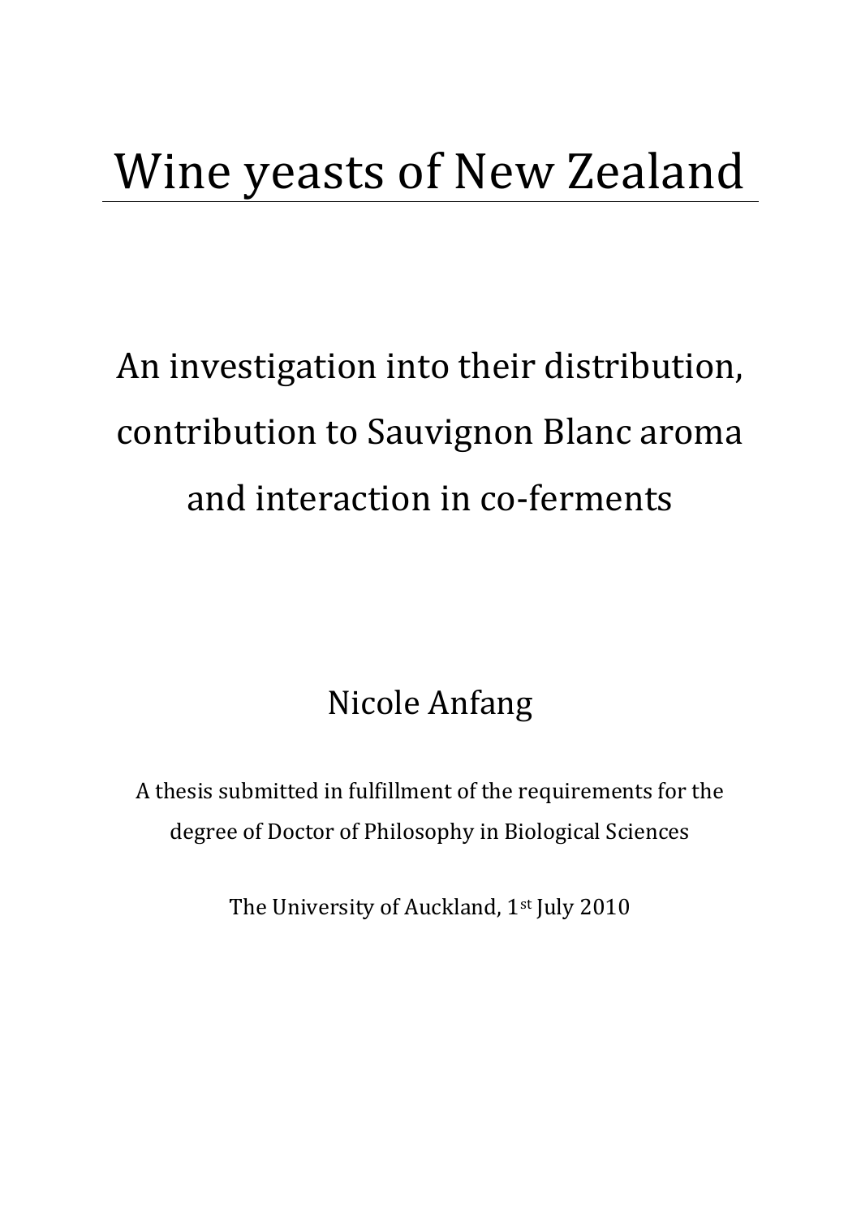# Wine yeasts of New Zealand

## An investigation into their distribution, contribution to Sauvignon Blanc aroma and interaction in co-ferments

Nicole Anfang

A thesis submitted in fulfillment of the requirements for the degree of Doctor of Philosophy in Biological Sciences

The University of Auckland, 1st July 2010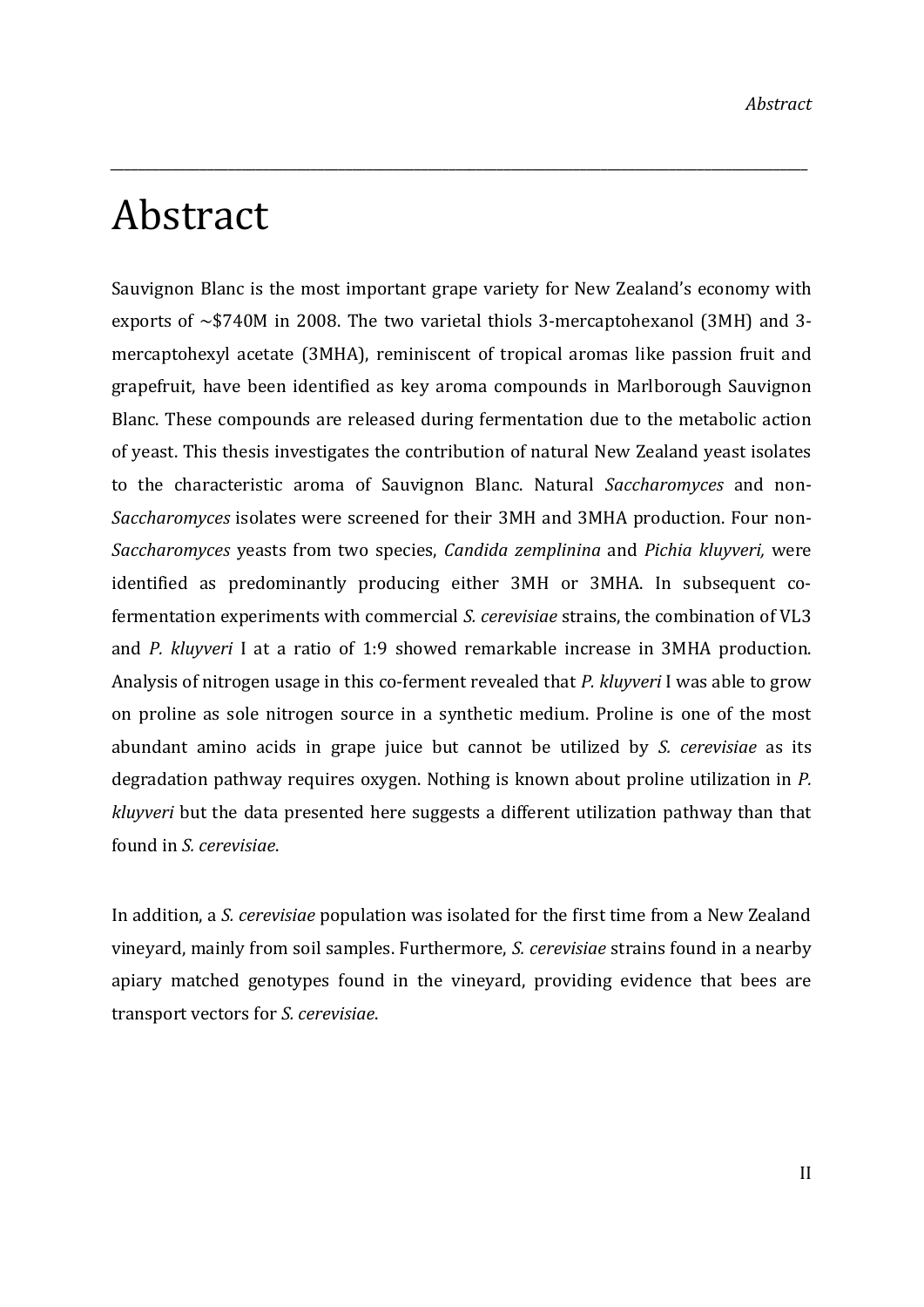# Abstract

Sauvignon Blanc is the most important grape variety for New Zealand's economy with exports of ~$740M in 2008. The two varietal thiols 3-mercaptohexanol (3MH) and 3-mercaptohexyl acetate (3MHA), reminiscent of tropical aromas like passion fruit and grapefruit, have been identified as key aroma compounds in Marlborough Sauvignon Blanc. These compounds are released during fermentation due to the metabolic action of yeast. This thesis investigates the contribution of natural New Zealand yeast isolates to the characteristic aroma of Sauvignon Blanc. Natural *Saccharomyces* and non-*Saccharomyces* isolates were screened for their 3MH and 3MHA production. Four non-*Saccharomyces* yeasts from two species, *Candida zemplinina* and *Pichia kluyveri,* were identified as predominantly producing either 3MH or 3MHA. In subsequent co-fermentation experiments with commercial *S. cerevisiae* strains, the combination of VL3 and *P. kluyveri* I at a ratio of 1:9 showed remarkable increase in 3MHA production. Analysis of nitrogen usage in this co-ferment revealed that *P. kluyveri* I was able to grow on proline as sole nitrogen source in a synthetic medium. Proline is one of the most abundant amino acids in grape juice but cannot be utilized by *S. cerevisiae* as its degradation pathway requires oxygen. Nothing is known about proline utilization in *P. kluyveri* but the data presented here suggests a different utilization pathway than that found in *S. cerevisiae*.

In addition, a *S. cerevisiae* population was isolated for the first time from a New Zealand vineyard, mainly from soil samples. Furthermore, *S. cerevisiae* strains found in a nearby apiary matched genotypes found in the vineyard, providing evidence that bees are transport vectors for *S. cerevisiae*.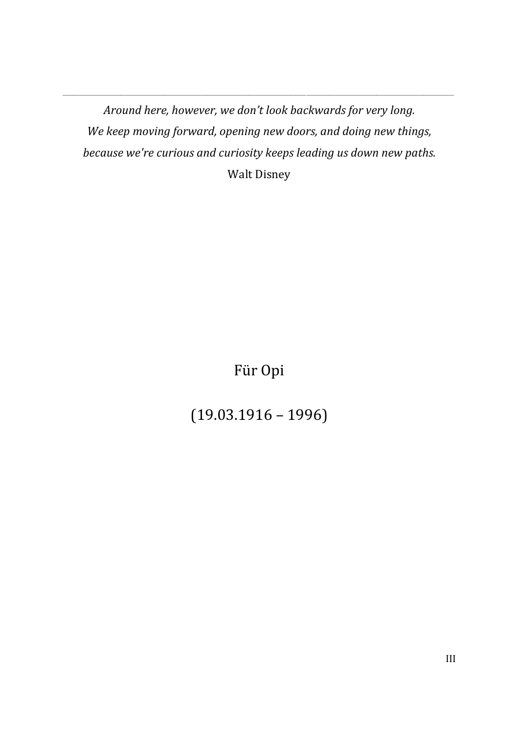---

*Around here, however, we don't look backwards for very long.*
*We keep moving forward, opening new doors, and doing new things,*
*because we're curious and curiosity keeps leading us down new paths.*
Walt Disney

Für Opi

(19.03.1916 – 1996)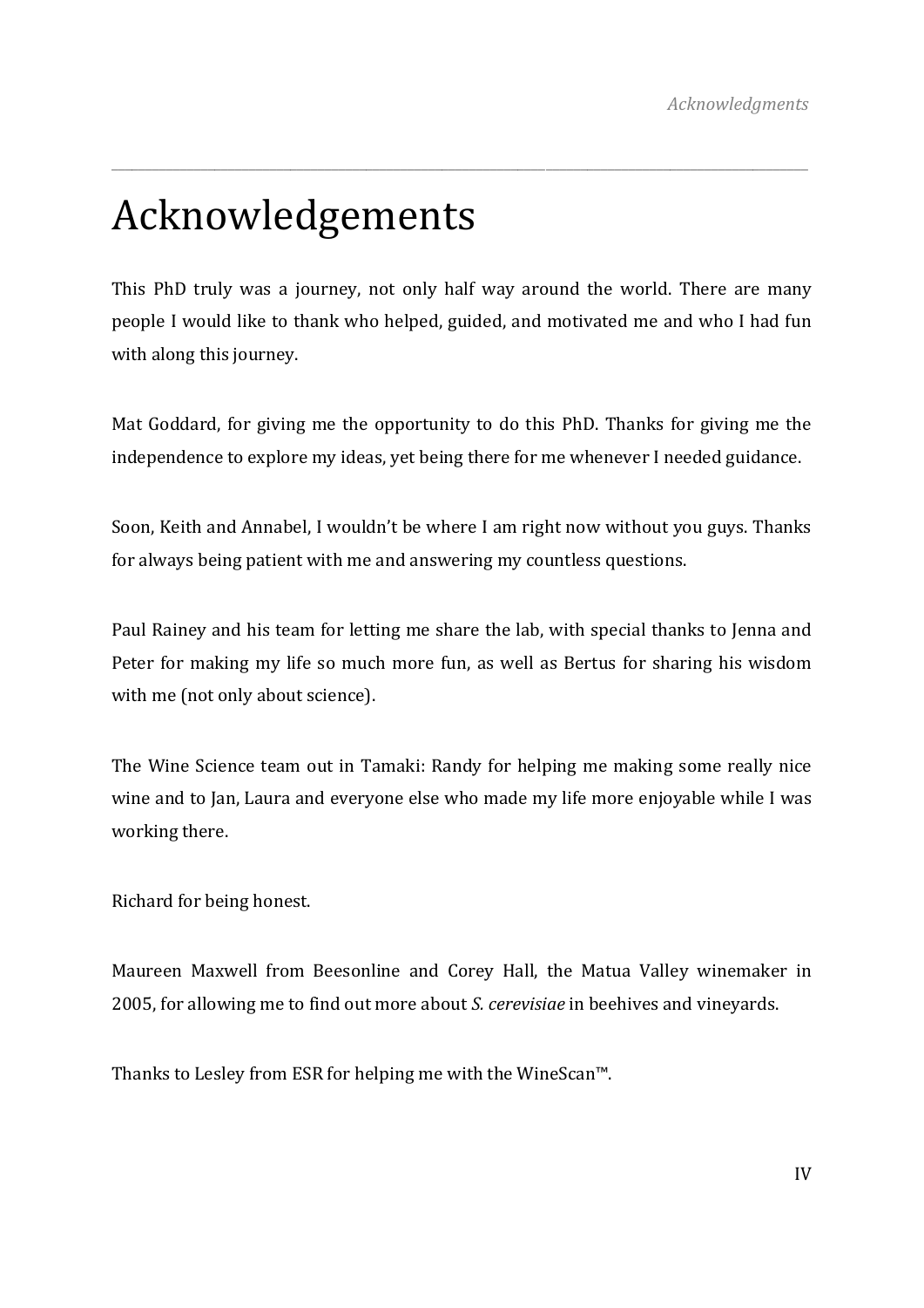# Acknowledgements

This PhD truly was a journey, not only half way around the world. There are many people I would like to thank who helped, guided, and motivated me and who I had fun with along this journey.

Mat Goddard, for giving me the opportunity to do this PhD. Thanks for giving me the independence to explore my ideas, yet being there for me whenever I needed guidance.

Soon, Keith and Annabel, I wouldn't be where I am right now without you guys. Thanks for always being patient with me and answering my countless questions.

Paul Rainey and his team for letting me share the lab, with special thanks to Jenna and Peter for making my life so much more fun, as well as Bertus for sharing his wisdom with me (not only about science).

The Wine Science team out in Tamaki: Randy for helping me making some really nice wine and to Jan, Laura and everyone else who made my life more enjoyable while I was working there.

Richard for being honest.

Maureen Maxwell from Beesonline and Corey Hall, the Matua Valley winemaker in 2005, for allowing me to find out more about *S. cerevisiae* in beehives and vineyards.

Thanks to Lesley from ESR for helping me with the WineScan™.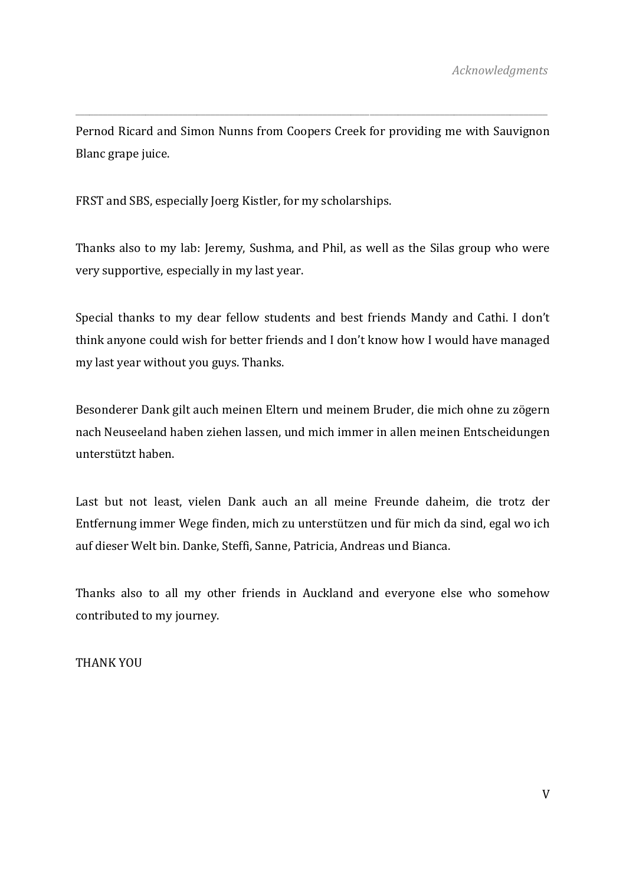Pernod Ricard and Simon Nunns from Coopers Creek for providing me with Sauvignon Blanc grape juice.

FRST and SBS, especially Joerg Kistler, for my scholarships.

Thanks also to my lab: Jeremy, Sushma, and Phil, as well as the Silas group who were very supportive, especially in my last year.

Special thanks to my dear fellow students and best friends Mandy and Cathi. I don't think anyone could wish for better friends and I don't know how I would have managed my last year without you guys. Thanks.

Besonderer Dank gilt auch meinen Eltern und meinem Bruder, die mich ohne zu zögern nach Neuseeland haben ziehen lassen, und mich immer in allen meinen Entscheidungen unterstützt haben.

Last but not least, vielen Dank auch an all meine Freunde daheim, die trotz der Entfernung immer Wege finden, mich zu unterstützen und für mich da sind, egal wo ich auf dieser Welt bin. Danke, Steffi, Sanne, Patricia, Andreas und Bianca.

Thanks also to all my other friends in Auckland and everyone else who somehow contributed to my journey.

THANK YOU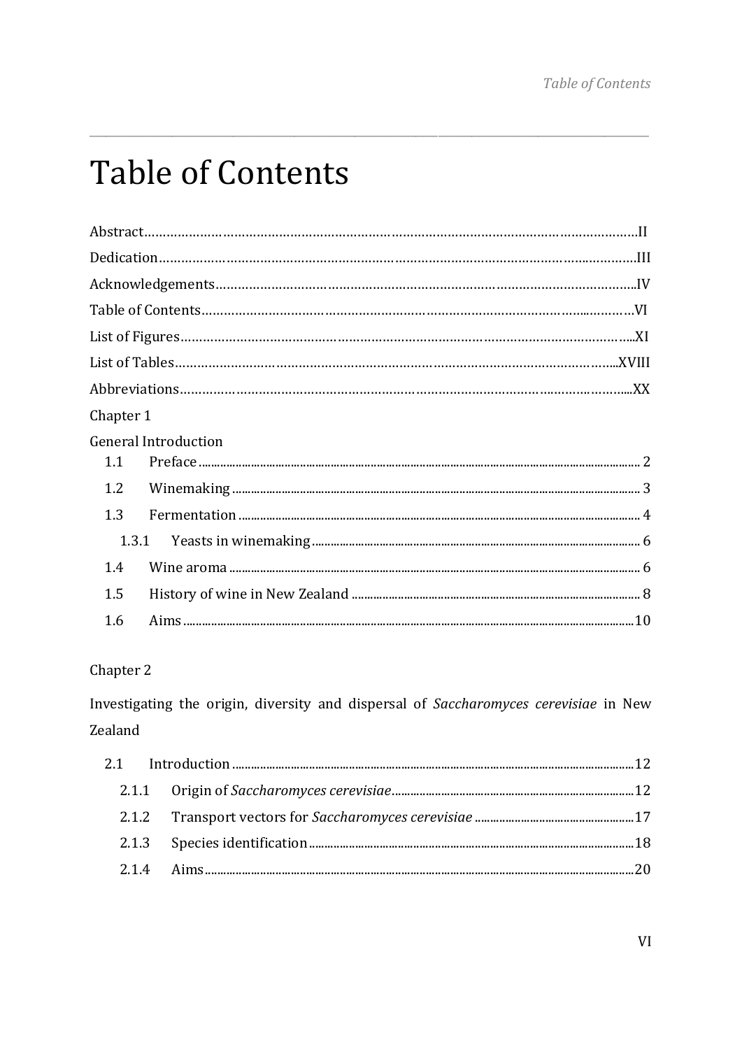# Table of Contents

Abstract……………………………………………………………………………………………………………………II

Dedication……………………………………………………………………………………………………………III

Acknowledgements…………………………………………………………………………………………………IV

Table of Contents……………………………………………………………………………………………………VI

List of Figures………………………………………………………………………………………………………XI

List of Tables………………………………………………………………………………………………………XVIII

Abbreviations………………………………………………………………………………………………………XX

Chapter 1

General Introduction

- 1.1 Preface ............................................................................................................ 2
- 1.2 Winemaking ...................................................................................................... 3
- 1.3 Fermentation .................................................................................................... 4
  - 1.3.1 Yeasts in winemaking ................................................................................ 6
- 1.4 Wine aroma ....................................................................................................... 6
- 1.5 History of wine in New Zealand ........................................................................ 8
- 1.6 Aims ................................................................................................................ 10

Chapter 2

Investigating the origin, diversity and dispersal of *Saccharomyces cerevisiae* in New Zealand

- 2.1 Introduction ..................................................................................................... 12
  - 2.1.1 Origin of *Saccharomyces cerevisiae* ....................................................... 12
  - 2.1.2 Transport vectors for *Saccharomyces cerevisiae* ..................................... 17
  - 2.1.3 Species identification ................................................................................ 18
  - 2.1.4 Aims .......................................................................................................... 20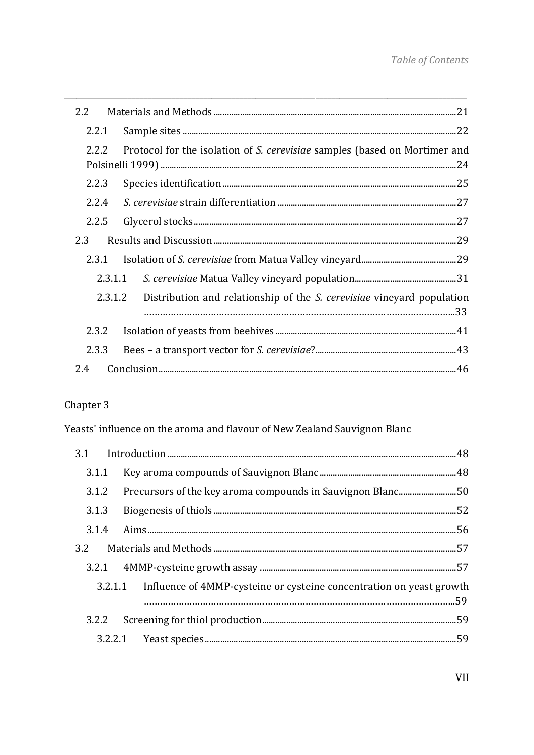2.2 Materials and Methods ....21

2.2.1 Sample sites ....22

2.2.2 Protocol for the isolation of *S. cerevisiae* samples (based on Mortimer and Polsinelli 1999) ....24

2.2.3 Species identification ....25

2.2.4 *S. cerevisiae* strain differentiation ....27

2.2.5 Glycerol stocks ....27

2.3 Results and Discussion ....29

2.3.1 Isolation of *S. cerevisiae* from Matua Valley vineyard ....29

2.3.1.1 *S. cerevisiae* Matua Valley vineyard population ....31

2.3.1.2 Distribution and relationship of the *S. cerevisiae* vineyard population ....33

2.3.2 Isolation of yeasts from beehives ....41

2.3.3 Bees – a transport vector for *S. cerevisiae*? ....43

2.4 Conclusion ....46

Chapter 3

Yeasts' influence on the aroma and flavour of New Zealand Sauvignon Blanc

3.1 Introduction ....48

3.1.1 Key aroma compounds of Sauvignon Blanc ....48

3.1.2 Precursors of the key aroma compounds in Sauvignon Blanc ....50

3.1.3 Biogenesis of thiols ....52

3.1.4 Aims ....56

3.2 Materials and Methods ....57

3.2.1 4MMP-cysteine growth assay ....57

3.2.1.1 Influence of 4MMP-cysteine or cysteine concentration on yeast growth ....59

3.2.2 Screening for thiol production ....59

3.2.2.1 Yeast species ....59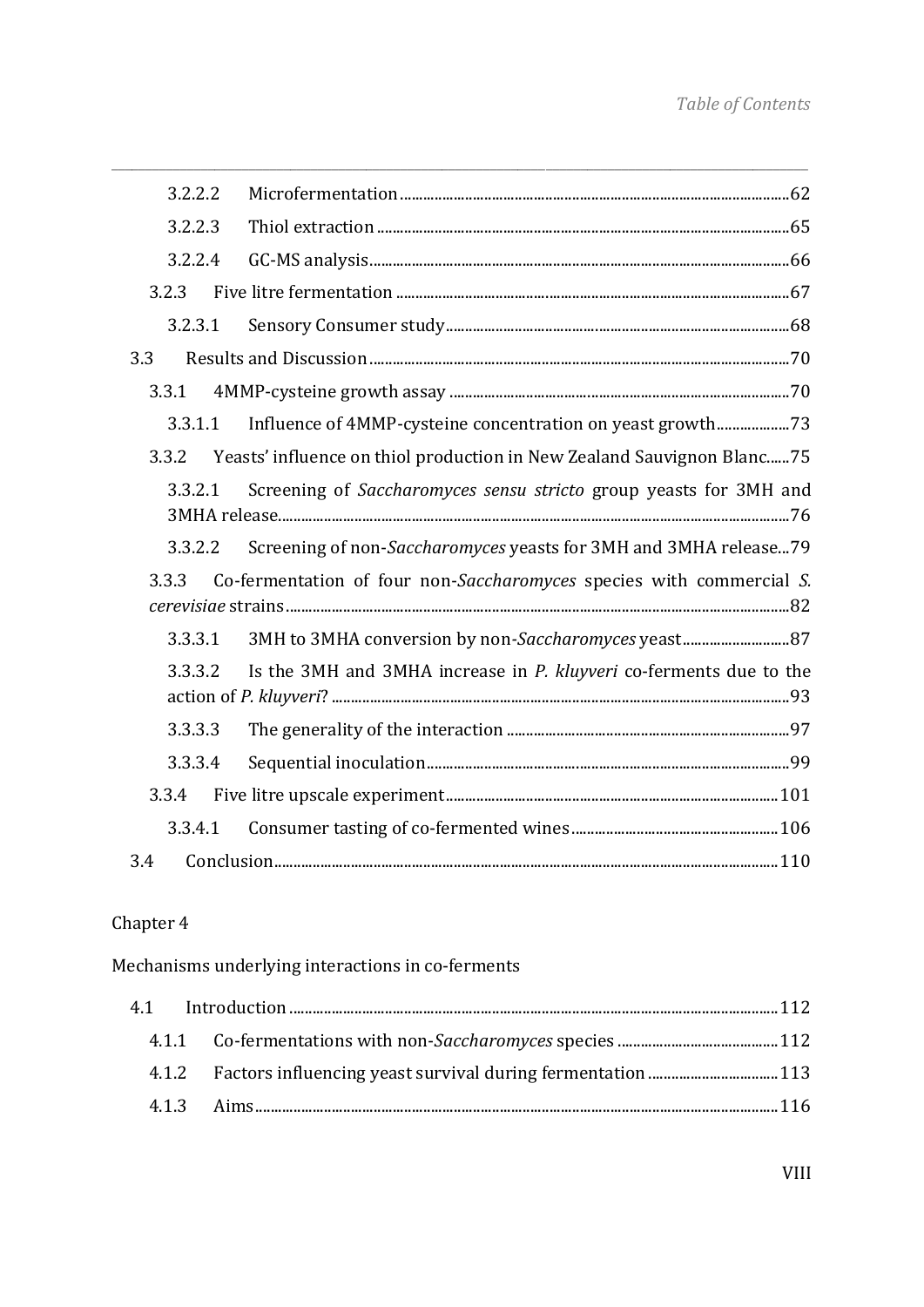3.2.2.2 Microfermentation ... 62

3.2.2.3 Thiol extraction ... 65

3.2.2.4 GC-MS analysis ... 66

3.2.3 Five litre fermentation ... 67

3.2.3.1 Sensory Consumer study ... 68

3.3 Results and Discussion ... 70

3.3.1 4MMP-cysteine growth assay ... 70

3.3.1.1 Influence of 4MMP-cysteine concentration on yeast growth ... 73

3.3.2 Yeasts' influence on thiol production in New Zealand Sauvignon Blanc ... 75

3.3.2.1 Screening of *Saccharomyces sensu stricto* group yeasts for 3MH and 3MHA release ... 76

3.3.2.2 Screening of non-*Saccharomyces* yeasts for 3MH and 3MHA release ... 79

3.3.3 Co-fermentation of four non-*Saccharomyces* species with commercial *S. cerevisiae* strains ... 82

3.3.3.1 3MH to 3MHA conversion by non-*Saccharomyces* yeast ... 87

3.3.3.2 Is the 3MH and 3MHA increase in *P. kluyveri* co-ferments due to the action of *P. kluyveri*? ... 93

3.3.3.3 The generality of the interaction ... 97

3.3.3.4 Sequential inoculation ... 99

3.3.4 Five litre upscale experiment ... 101

3.3.4.1 Consumer tasting of co-fermented wines ... 106

3.4 Conclusion ... 110

Chapter 4

Mechanisms underlying interactions in co-ferments

4.1 Introduction ... 112

4.1.1 Co-fermentations with non-*Saccharomyces* species ... 112

4.1.2 Factors influencing yeast survival during fermentation ... 113

4.1.3 Aims ... 116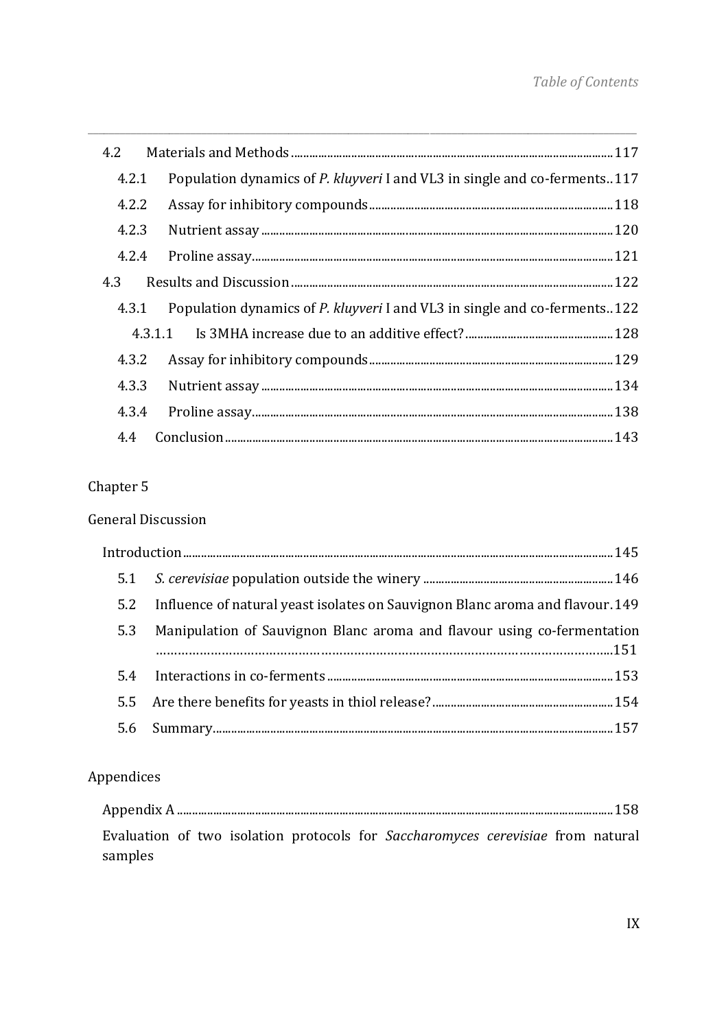4.2 Materials and Methods ........................................................................................................ 117

4.2.1 Population dynamics of *P. kluyveri* I and VL3 in single and co-ferments.. 117

4.2.2 Assay for inhibitory compounds ................................................................................ 118

4.2.3 Nutrient assay ................................................................................................................ 120

4.2.4 Proline assay .................................................................................................................... 121

4.3 Results and Discussion ......................................................................................................... 122

4.3.1 Population dynamics of *P. kluyveri* I and VL3 in single and co-ferments.. 122

4.3.1.1 Is 3MHA increase due to an additive effect? ................................................ 128

4.3.2 Assay for inhibitory compounds ................................................................................ 129

4.3.3 Nutrient assay ................................................................................................................ 134

4.3.4 Proline assay .................................................................................................................... 138

4.4 Conclusion ................................................................................................................................ 143

Chapter 5

General Discussion

Introduction ...................................................................................................................................... 145

5.1 *S. cerevisiae* population outside the winery ............................................................ 146

5.2 Influence of natural yeast isolates on Sauvignon Blanc aroma and flavour. 149

5.3 Manipulation of Sauvignon Blanc aroma and flavour using co-fermentation ........................................................................................................................................ 151

5.4 Interactions in co-ferments ................................................................................................ 153

5.5 Are there benefits for yeasts in thiol release? ........................................................... 154

5.6 Summary ..................................................................................................................................... 157

Appendices

Appendix A ........................................................................................................................................ 158

Evaluation of two isolation protocols for *Saccharomyces cerevisiae* from natural samples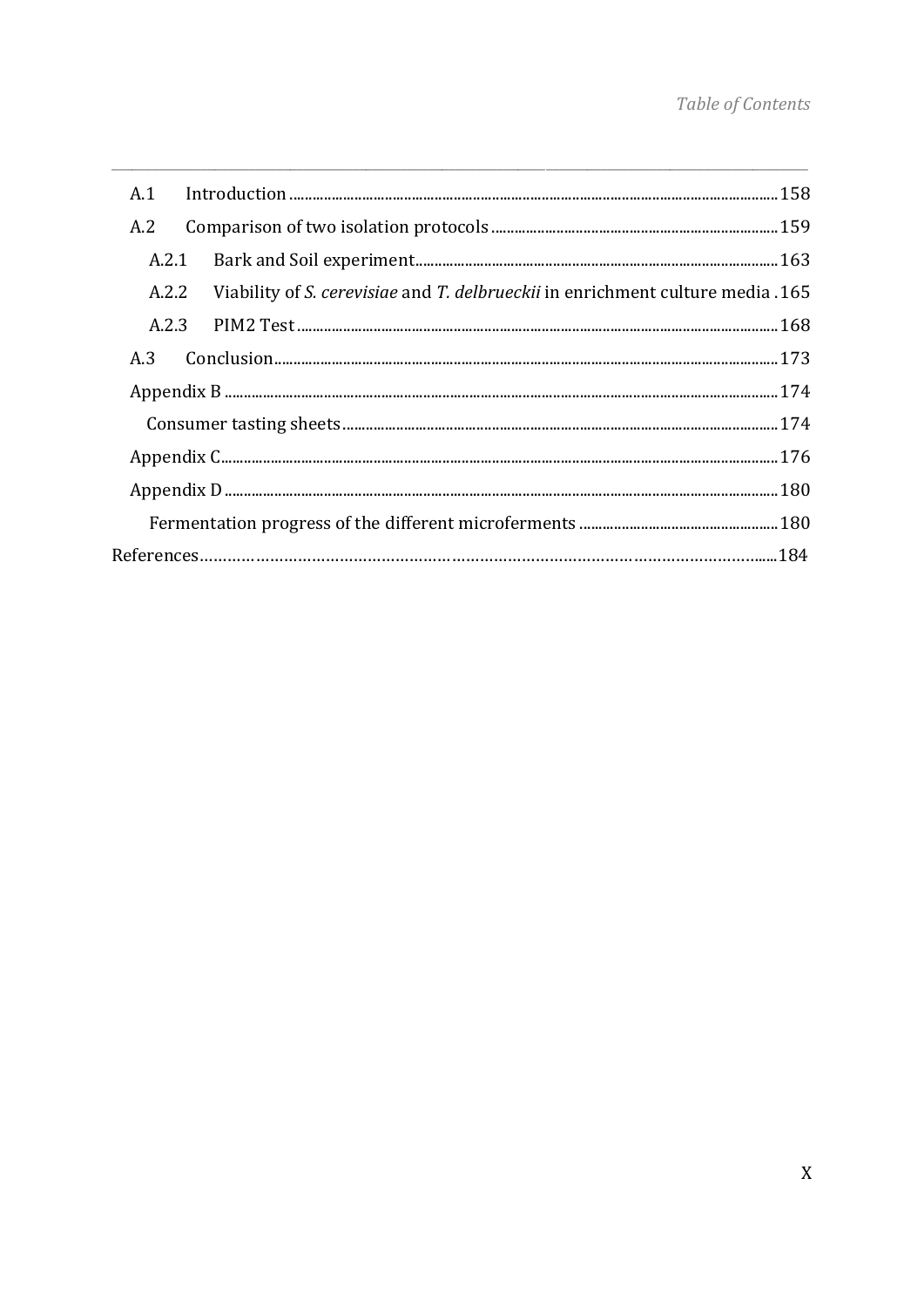A.1 Introduction ........ 158

A.2 Comparison of two isolation protocols ........ 159

A.2.1 Bark and Soil experiment ........ 163

A.2.2 Viability of *S. cerevisiae* and *T. delbrueckii* in enrichment culture media . 165

A.2.3 PIM2 Test ........ 168

A.3 Conclusion ........ 173

Appendix B ........ 174

Consumer tasting sheets ........ 174

Appendix C ........ 176

Appendix D ........ 180

Fermentation progress of the different microferments ........ 180

References ........ 184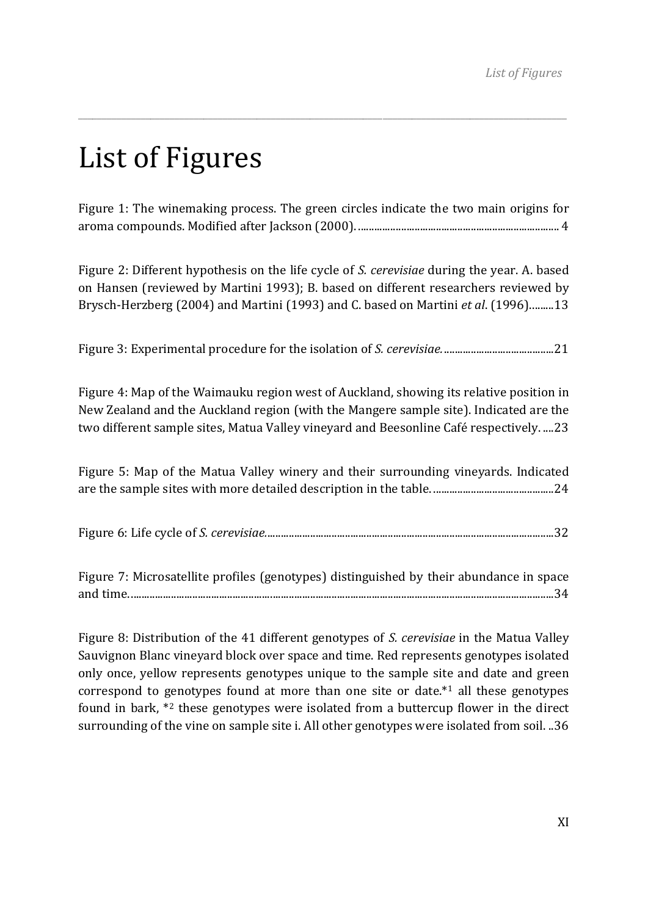# List of Figures

Figure 1: The winemaking process. The green circles indicate the two main origins for aroma compounds. Modified after Jackson (2000). ........................................................................... 4

Figure 2: Different hypothesis on the life cycle of *S. cerevisiae* during the year. A. based on Hansen (reviewed by Martini 1993); B. based on different researchers reviewed by Brysch-Herzberg (2004) and Martini (1993) and C. based on Martini *et al*. (1996).........13

Figure 3: Experimental procedure for the isolation of *S. cerevisiae*. .........................................21

Figure 4: Map of the Waimauku region west of Auckland, showing its relative position in New Zealand and the Auckland region (with the Mangere sample site). Indicated are the two different sample sites, Matua Valley vineyard and Beesonline Café respectively. ....23

Figure 5: Map of the Matua Valley winery and their surrounding vineyards. Indicated are the sample sites with more detailed description in the table. .............................................24

Figure 6: Life cycle of *S. cerevisiae*.............................................................................................................32

Figure 7: Microsatellite profiles (genotypes) distinguished by their abundance in space and time. ..........................................................................................................................................................34

Figure 8: Distribution of the 41 different genotypes of *S. cerevisiae* in the Matua Valley Sauvignon Blanc vineyard block over space and time. Red represents genotypes isolated only once, yellow represents genotypes unique to the sample site and date and green correspond to genotypes found at more than one site or date.*[1] all these genotypes found in bark, *[2] these genotypes were isolated from a buttercup flower in the direct surrounding of the vine on sample site i. All other genotypes were isolated from soil. ..36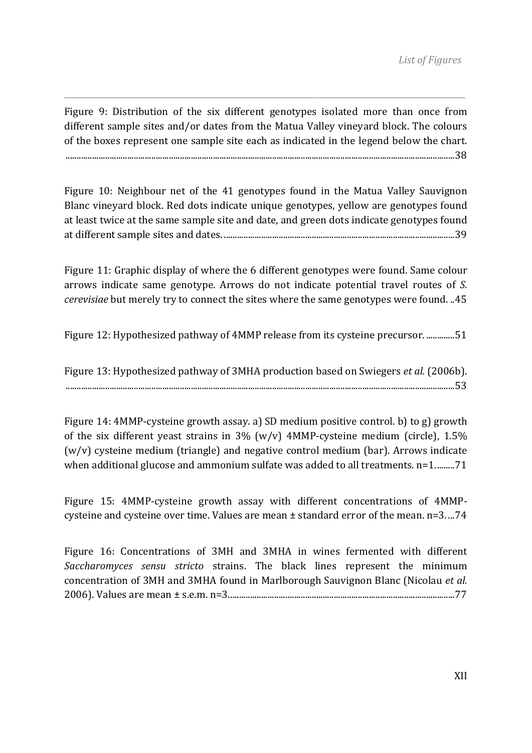Figure 9: Distribution of the six different genotypes isolated more than once from different sample sites and/or dates from the Matua Valley vineyard block. The colours of the boxes represent one sample site each as indicated in the legend below the chart. ..........................................................................................................................................................38

Figure 10: Neighbour net of the 41 genotypes found in the Matua Valley Sauvignon Blanc vineyard block. Red dots indicate unique genotypes, yellow are genotypes found at least twice at the same sample site and date, and green dots indicate genotypes found at different sample sites and dates. ..........................................................................................................39

Figure 11: Graphic display of where the 6 different genotypes were found. Same colour arrows indicate same genotype. Arrows do not indicate potential travel routes of *S. cerevisiae* but merely try to connect the sites where the same genotypes were found. ..45

Figure 12: Hypothesized pathway of 4MMP release from its cysteine precursor. .............51

Figure 13: Hypothesized pathway of 3MHA production based on Swiegers *et al.* (2006b). ..........................................................................................................................................................53

Figure 14: 4MMP-cysteine growth assay. a) SD medium positive control. b) to g) growth of the six different yeast strains in 3% (w/v) 4MMP-cysteine medium (circle), 1.5% (w/v) cysteine medium (triangle) and negative control medium (bar). Arrows indicate when additional glucose and ammonium sulfate was added to all treatments. n=1.........71

Figure 15: 4MMP-cysteine growth assay with different concentrations of 4MMP-cysteine and cysteine over time. Values are mean ± standard error of the mean. n=3. ...74

Figure 16: Concentrations of 3MH and 3MHA in wines fermented with different *Saccharomyces sensu stricto* strains. The black lines represent the minimum concentration of 3MH and 3MHA found in Marlborough Sauvignon Blanc (Nicolau *et al.* 2006). Values are mean ± s.e.m. n=3..........................................................................................................77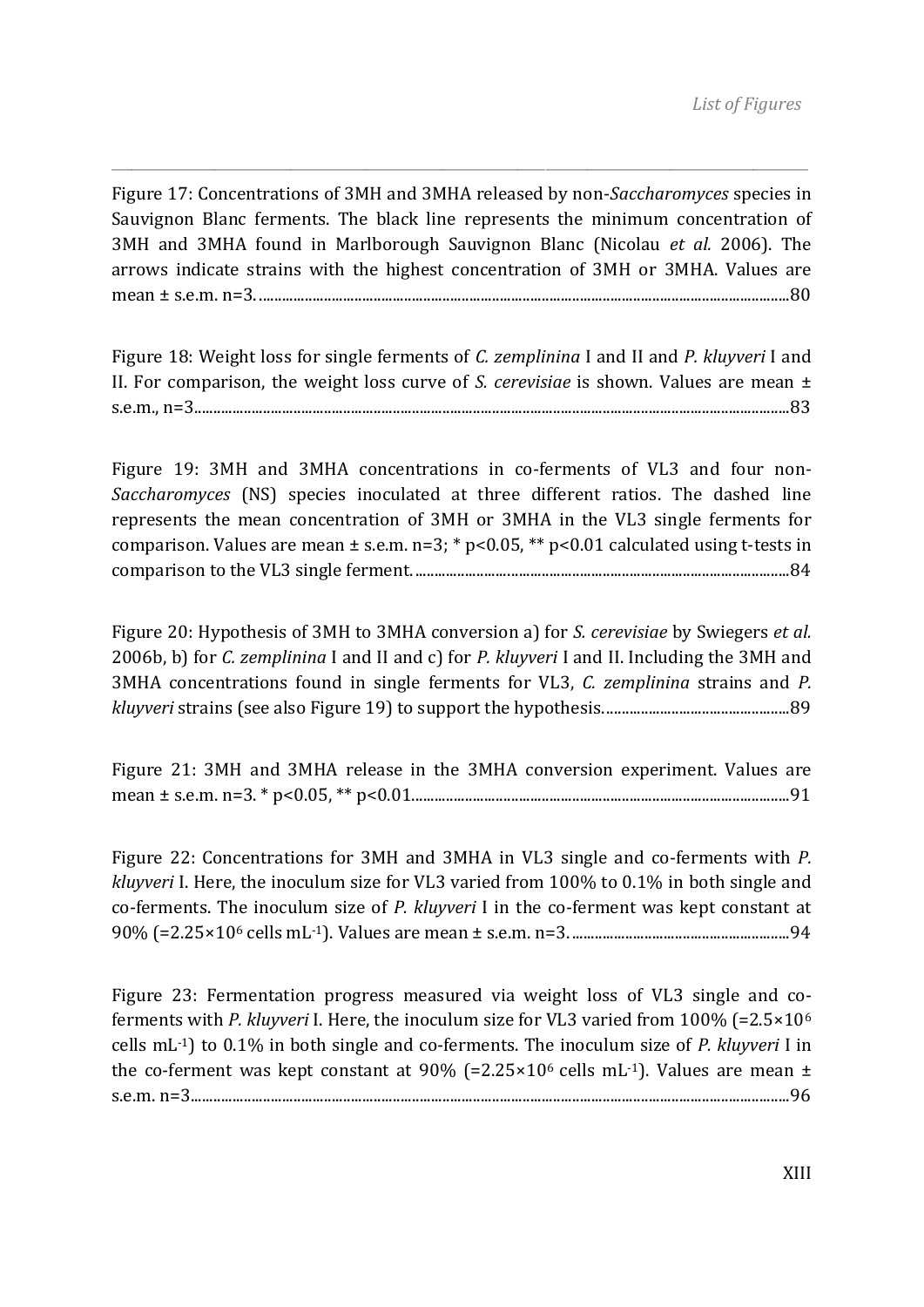Figure 17: Concentrations of 3MH and 3MHA released by non-*Saccharomyces* species in Sauvignon Blanc ferments. The black line represents the minimum concentration of 3MH and 3MHA found in Marlborough Sauvignon Blanc (Nicolau *et al.* 2006). The arrows indicate strains with the highest concentration of 3MH or 3MHA. Values are mean ± s.e.m. n=3. ........................................................................................................................................80

Figure 18: Weight loss for single ferments of *C. zemplinina* I and II and *P. kluyveri* I and II. For comparison, the weight loss curve of *S. cerevisiae* is shown. Values are mean ± s.e.m., n=3........................................................................................................................................83

Figure 19: 3MH and 3MHA concentrations in co-ferments of VL3 and four non-*Saccharomyces* (NS) species inoculated at three different ratios. The dashed line represents the mean concentration of 3MH or 3MHA in the VL3 single ferments for comparison. Values are mean ± s.e.m. n=3; * $p<0.05$, ** $p<0.01$ calculated using t-tests in comparison to the VL3 single ferment. ........................................................................................................84

Figure 20: Hypothesis of 3MH to 3MHA conversion a) for *S. cerevisiae* by Swiegers *et al.* 2006b, b) for *C. zemplinina* I and II and c) for *P. kluyveri* I and II. Including the 3MH and 3MHA concentrations found in single ferments for VL3, *C. zemplinina* strains and *P. kluyveri* strains (see also Figure 19) to support the hypothesis. ................................................89

Figure 21: 3MH and 3MHA release in the 3MHA conversion experiment. Values are mean ± s.e.m. n=3. * $p<0.05$, ** $p<0.01$.........................................................................................................91

Figure 22: Concentrations for 3MH and 3MHA in VL3 single and co-ferments with *P. kluyveri* I. Here, the inoculum size for VL3 varied from 100% to 0.1% in both single and co-ferments. The inoculum size of *P. kluyveri* I in the co-ferment was kept constant at 90% (=$2.25\times10^{6}$ cells $mL^{-1}$). Values are mean ± s.e.m. n=3. ..........................................................94

Figure 23: Fermentation progress measured via weight loss of VL3 single and co-ferments with *P. kluyveri* I. Here, the inoculum size for VL3 varied from 100% (=$2.5\times10^{6}$ cells $mL^{-1}$) to 0.1% in both single and co-ferments. The inoculum size of *P. kluyveri* I in the co-ferment was kept constant at 90% (=$2.25\times10^{6}$ cells $mL^{-1}$). Values are mean ± s.e.m. n=3........................................................................................................................................96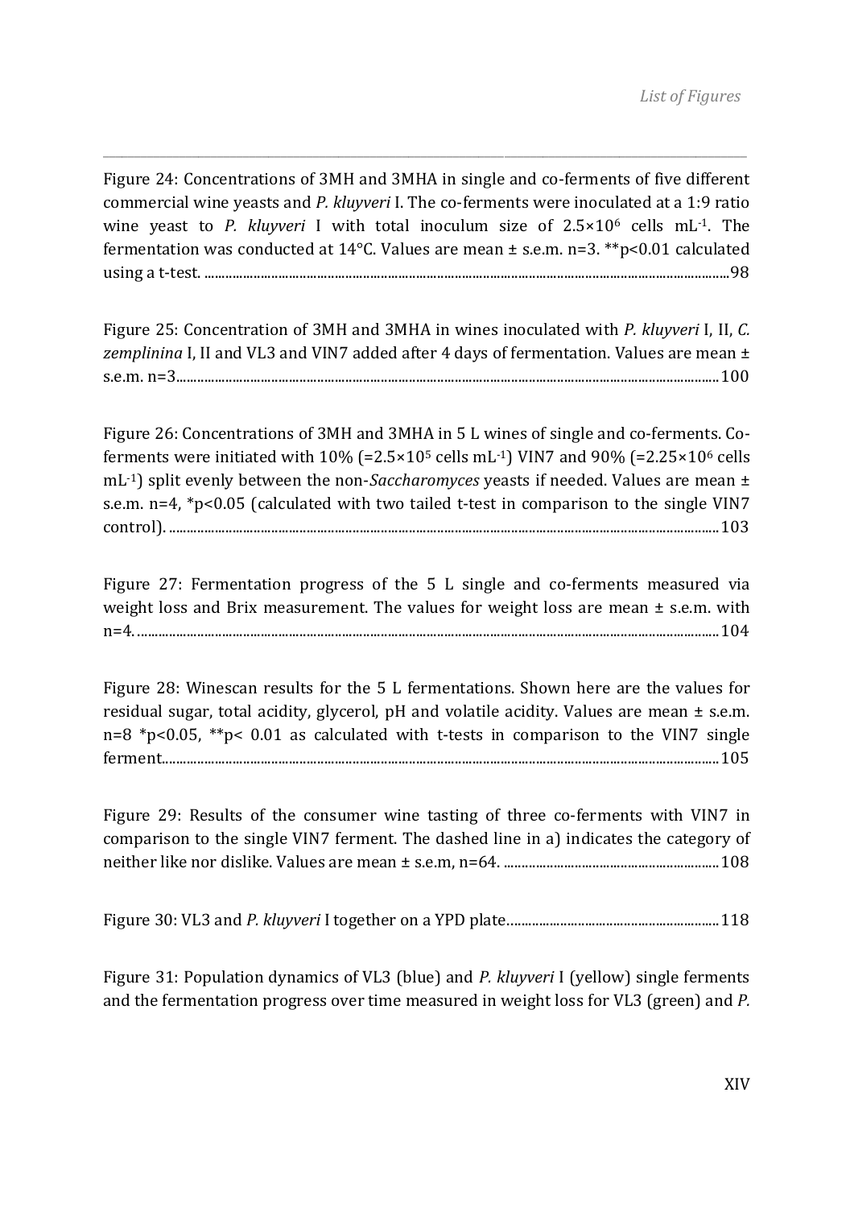Figure 24: Concentrations of 3MH and 3MHA in single and co-ferments of five different commercial wine yeasts and *P. kluyveri* I. The co-ferments were inoculated at a 1:9 ratio wine yeast to *P. kluyveri* I with total inoculum size of $2.5\times10^{6}$ cells $mL^{-1}$. The fermentation was conducted at 14°C. Values are mean ± s.e.m. n=3. **p<0.01 calculated using a t-test. ........................................................................................................................................98

Figure 25: Concentration of 3MH and 3MHA in wines inoculated with *P. kluyveri* I, II, *C. zemplinina* I, II and VL3 and VIN7 added after 4 days of fermentation. Values are mean ± s.e.m. n=3........................................................................................................................................100

Figure 26: Concentrations of 3MH and 3MHA in 5 L wines of single and co-ferments. Co-ferments were initiated with 10% (=$2.5\times10^{5}$ cells $mL^{-1}$) VIN7 and 90% (=$2.25\times10^{6}$ cells $mL^{-1}$) split evenly between the non-*Saccharomyces* yeasts if needed. Values are mean ± s.e.m. n=4, *p<0.05 (calculated with two tailed t-test in comparison to the single VIN7 control). ........................................................................................................................................103

Figure 27: Fermentation progress of the 5 L single and co-ferments measured via weight loss and Brix measurement. The values for weight loss are mean ± s.e.m. with n=4. ........................................................................................................................................104

Figure 28: Winescan results for the 5 L fermentations. Shown here are the values for residual sugar, total acidity, glycerol, pH and volatile acidity. Values are mean ± s.e.m. n=8 *p<0.05, **p< 0.01 as calculated with t-tests in comparison to the VIN7 single ferment........................................................................................................................................105

Figure 29: Results of the consumer wine tasting of three co-ferments with VIN7 in comparison to the single VIN7 ferment. The dashed line in a) indicates the category of neither like nor dislike. Values are mean ± s.e.m, n=64. .............................................................108

Figure 30: VL3 and *P. kluyveri* I together on a YPD plate...........................................................118

Figure 31: Population dynamics of VL3 (blue) and *P. kluyveri* I (yellow) single ferments and the fermentation progress over time measured in weight loss for VL3 (green) and *P.*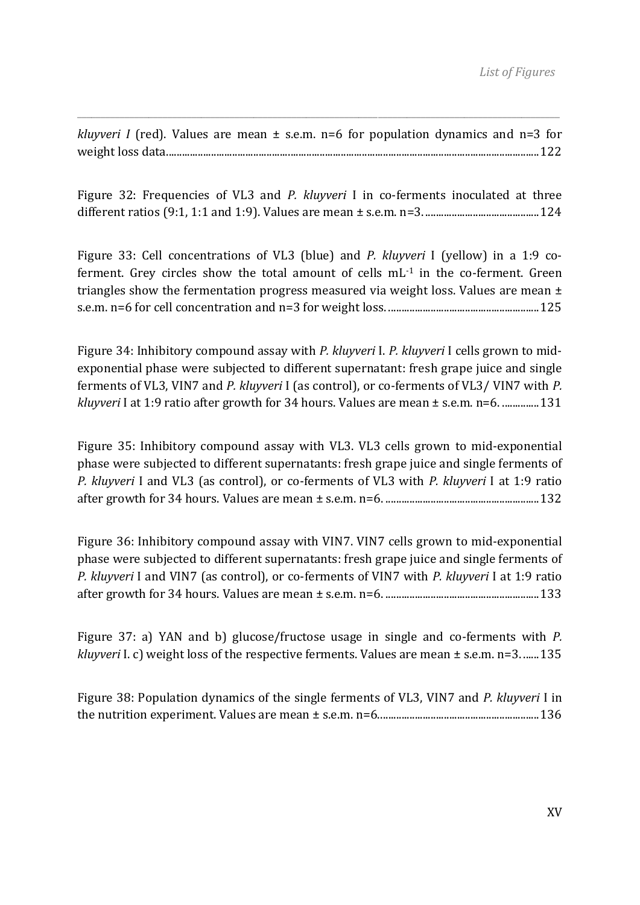*kluyveri I* (red). Values are mean ± s.e.m. n=6 for population dynamics and n=3 for weight loss data........................................................................................................................................122

Figure 32: Frequencies of VL3 and *P. kluyveri* I in co-ferments inoculated at three different ratios (9:1, 1:1 and 1:9). Values are mean ± s.e.m. n=3. ..........................................124

Figure 33: Cell concentrations of VL3 (blue) and *P. kluyveri* I (yellow) in a 1:9 co-ferment. Grey circles show the total amount of cells mL$^{-1}$ in the co-ferment. Green triangles show the fermentation progress measured via weight loss. Values are mean ± s.e.m. n=6 for cell concentration and n=3 for weight loss. ........................................................125

Figure 34: Inhibitory compound assay with *P. kluyveri* I. *P. kluyveri* I cells grown to mid-exponential phase were subjected to different supernatant: fresh grape juice and single ferments of VL3, VIN7 and *P. kluyveri* I (as control), or co-ferments of VL3/ VIN7 with *P. kluyveri* I at 1:9 ratio after growth for 34 hours. Values are mean ± s.e.m. n=6. ..............131

Figure 35: Inhibitory compound assay with VL3. VL3 cells grown to mid-exponential phase were subjected to different supernatants: fresh grape juice and single ferments of *P. kluyveri* I and VL3 (as control), or co-ferments of VL3 with *P. kluyveri* I at 1:9 ratio after growth for 34 hours. Values are mean ± s.e.m. n=6. ........................................................132

Figure 36: Inhibitory compound assay with VIN7. VIN7 cells grown to mid-exponential phase were subjected to different supernatants: fresh grape juice and single ferments of *P. kluyveri* I and VIN7 (as control), or co-ferments of VIN7 with *P. kluyveri* I at 1:9 ratio after growth for 34 hours. Values are mean ± s.e.m. n=6. ........................................................133

Figure 37: a) YAN and b) glucose/fructose usage in single and co-ferments with *P. kluyveri* I. c) weight loss of the respective ferments. Values are mean ± s.e.m. n=3. ......135

Figure 38: Population dynamics of the single ferments of VL3, VIN7 and *P. kluyveri* I in the nutrition experiment. Values are mean ± s.e.m. n=6............................................................136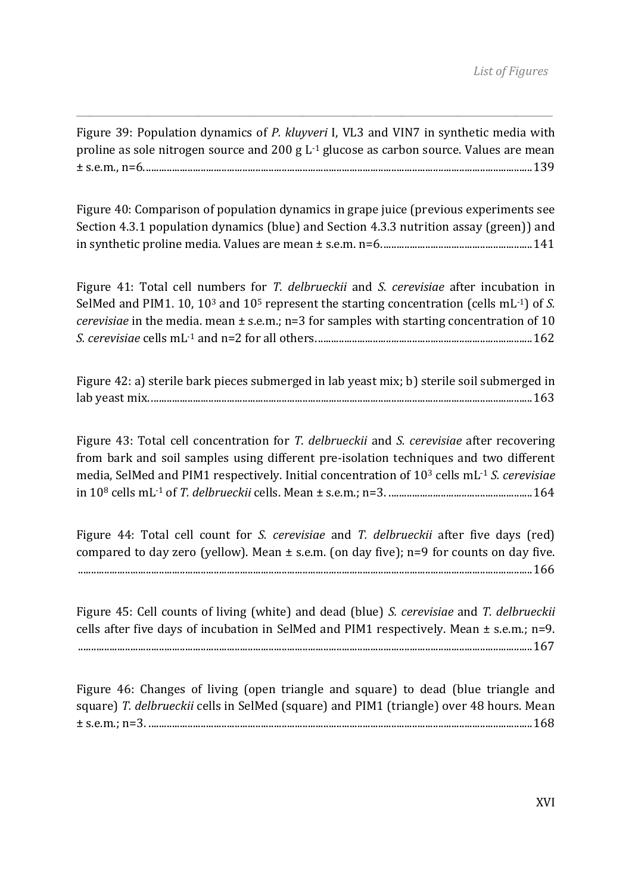Figure 39: Population dynamics of *P. kluyveri* I, VL3 and VIN7 in synthetic media with proline as sole nitrogen source and 200 g $L^{-1}$ glucose as carbon source. Values are mean ± s.e.m., n=6. ........................................................................................................ 139

Figure 40: Comparison of population dynamics in grape juice (previous experiments see Section 4.3.1 population dynamics (blue) and Section 4.3.3 nutrition assay (green)) and in synthetic proline media. Values are mean ± s.e.m. n=6. ........................................ 141

Figure 41: Total cell numbers for *T. delbrueckii* and *S. cerevisiae* after incubation in SelMed and PIM1. 10, $10^3$ and $10^5$ represent the starting concentration (cells $mL^{-1}$) of *S. cerevisiae* in the media. mean ± s.e.m.; n=3 for samples with starting concentration of 10 *S. cerevisiae* cells $mL^{-1}$ and n=2 for all others. ........................................................ 162

Figure 42: a) sterile bark pieces submerged in lab yeast mix; b) sterile soil submerged in lab yeast mix. ........................................................................................................ 163

Figure 43: Total cell concentration for *T. delbrueckii* and *S. cerevisiae* after recovering from bark and soil samples using different pre-isolation techniques and two different media, SelMed and PIM1 respectively. Initial concentration of $10^3$ cells $mL^{-1}$ *S. cerevisiae* in $10^8$ cells $mL^{-1}$ of *T. delbrueckii* cells. Mean ± s.e.m.; n=3. ........................................ 164

Figure 44: Total cell count for *S. cerevisiae* and *T. delbrueckii* after five days (red) compared to day zero (yellow). Mean ± s.e.m. (on day five); n=9 for counts on day five. ........................................................................................................ 166

Figure 45: Cell counts of living (white) and dead (blue) *S. cerevisiae* and *T. delbrueckii* cells after five days of incubation in SelMed and PIM1 respectively. Mean ± s.e.m.; n=9. ........................................................................................................ 167

Figure 46: Changes of living (open triangle and square) to dead (blue triangle and square) *T. delbrueckii* cells in SelMed (square) and PIM1 (triangle) over 48 hours. Mean ± s.e.m.; n=3. ........................................................................................................ 168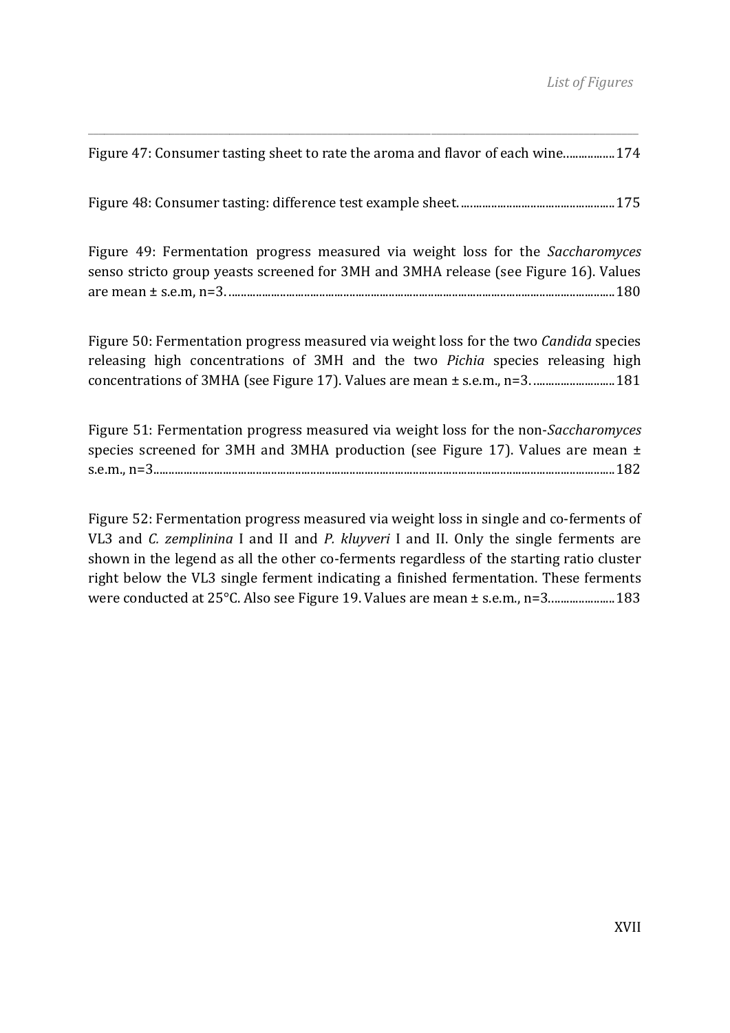Figure 47: Consumer tasting sheet to rate the aroma and flavor of each wine.................174

Figure 48: Consumer tasting: difference test example sheet. ..................................................175

Figure 49: Fermentation progress measured via weight loss for the *Saccharomyces* senso stricto group yeasts screened for 3MH and 3MHA release (see Figure 16). Values are mean ± s.e.m, n=3. ..............................................................................................................................180

Figure 50: Fermentation progress measured via weight loss for the two *Candida* species releasing high concentrations of 3MH and the two *Pichia* species releasing high concentrations of 3MHA (see Figure 17). Values are mean ± s.e.m., n=3. ...........................181

Figure 51: Fermentation progress measured via weight loss for the non-*Saccharomyces* species screened for 3MH and 3MHA production (see Figure 17). Values are mean ± s.e.m., n=3.....................................................................................................................................................182

Figure 52: Fermentation progress measured via weight loss in single and co-ferments of VL3 and *C. zemplinina* I and II and *P. kluyveri* I and II. Only the single ferments are shown in the legend as all the other co-ferments regardless of the starting ratio cluster right below the VL3 single ferment indicating a finished fermentation. These ferments were conducted at 25°C. Also see Figure 19. Values are mean ± s.e.m., n=3.....................183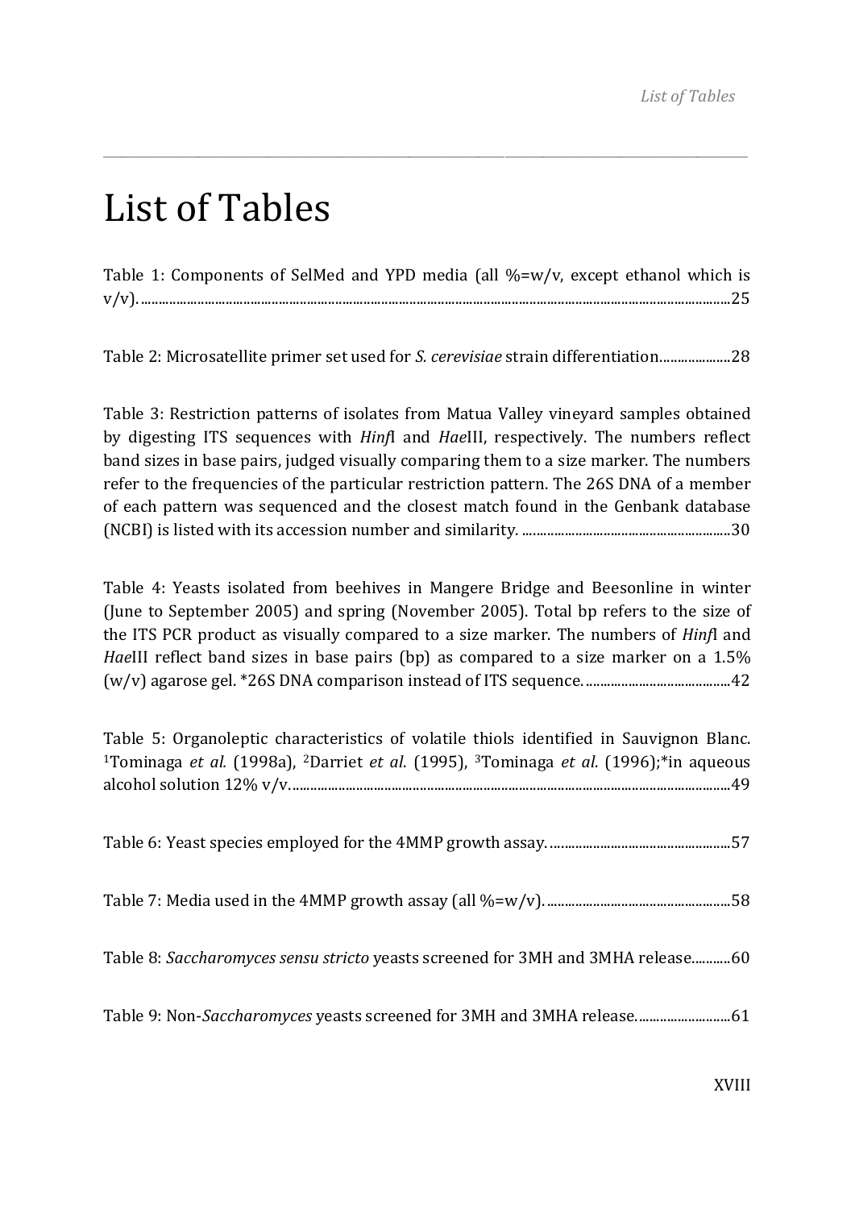# List of Tables

Table 1: Components of SelMed and YPD media (all %=w/v, except ethanol which is v/v). ..........25

Table 2: Microsatellite primer set used for *S. cerevisiae* strain differentiation..........28

Table 3: Restriction patterns of isolates from Matua Valley vineyard samples obtained by digesting ITS sequences with *Hinf*I and *Hae*III, respectively. The numbers reflect band sizes in base pairs, judged visually comparing them to a size marker. The numbers refer to the frequencies of the particular restriction pattern. The 26S DNA of a member of each pattern was sequenced and the closest match found in the Genbank database (NCBI) is listed with its accession number and similarity. ..........30

Table 4: Yeasts isolated from beehives in Mangere Bridge and Beesonline in winter (June to September 2005) and spring (November 2005). Total bp refers to the size of the ITS PCR product as visually compared to a size marker. The numbers of *Hinf*I and *Hae*III reflect band sizes in base pairs (bp) as compared to a size marker on a 1.5% (w/v) agarose gel. *26S DNA comparison instead of ITS sequence. ..........42

Table 5: Organoleptic characteristics of volatile thiols identified in Sauvignon Blanc. [1]Tominaga *et al.* (1998a), [2]Darriet *et al*. (1995), [3]Tominaga *et al*. (1996);*in aqueous alcohol solution 12% v/v. ..........49

Table 6: Yeast species employed for the 4MMP growth assay. ..........57

Table 7: Media used in the 4MMP growth assay (all %=w/v). ..........58

Table 8: *Saccharomyces sensu stricto* yeasts screened for 3MH and 3MHA release..........60

Table 9: Non-*Saccharomyces* yeasts screened for 3MH and 3MHA release. ..........61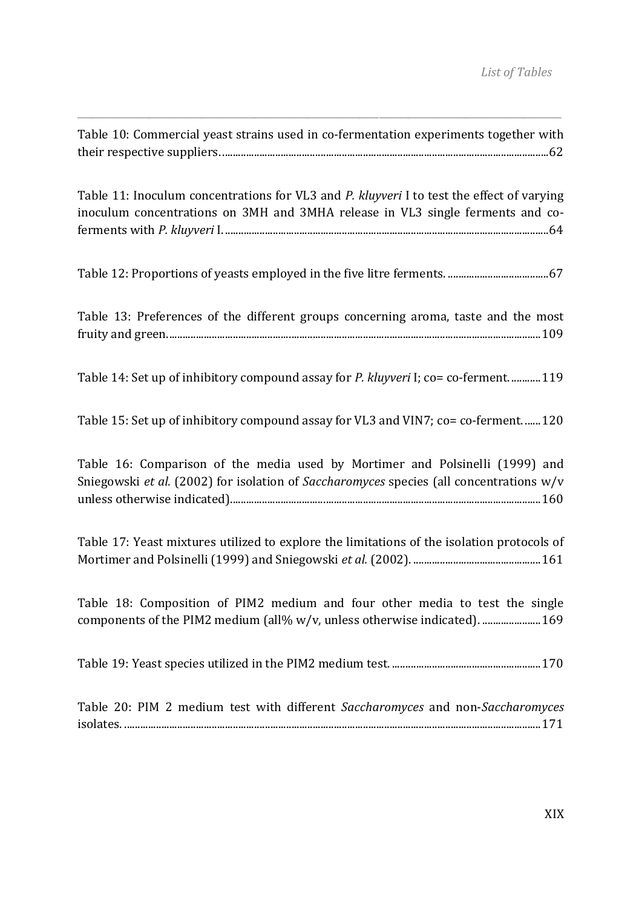Table 10: Commercial yeast strains used in co-fermentation experiments together with their respective suppliers. ........................................................................................................................62

Table 11: Inoculum concentrations for VL3 and *P. kluyveri* I to test the effect of varying inoculum concentrations on 3MH and 3MHA release in VL3 single ferments and co-ferments with *P. kluyveri* I. ........................................................................................................................64

Table 12: Proportions of yeasts employed in the five litre ferments. ......................................67

Table 13: Preferences of the different groups concerning aroma, taste and the most fruity and green. ........................................................................................................................109

Table 14: Set up of inhibitory compound assay for *P. kluyveri* I; co= co-ferment. ...........119

Table 15: Set up of inhibitory compound assay for VL3 and VIN7; co= co-ferment. ......120

Table 16: Comparison of the media used by Mortimer and Polsinelli (1999) and Sniegowski *et al.* (2002) for isolation of *Saccharomyces* species (all concentrations w/v unless otherwise indicated). ........................................................................................................................160

Table 17: Yeast mixtures utilized to explore the limitations of the isolation protocols of Mortimer and Polsinelli (1999) and Sniegowski *et al.* (2002). ................................................161

Table 18: Composition of PIM2 medium and four other media to test the single components of the PIM2 medium (all% w/v, unless otherwise indicated). ......................169

Table 19: Yeast species utilized in the PIM2 medium test. ........................................................170

Table 20: PIM 2 medium test with different *Saccharomyces* and non-*Saccharomyces* isolates. ........................................................................................................................171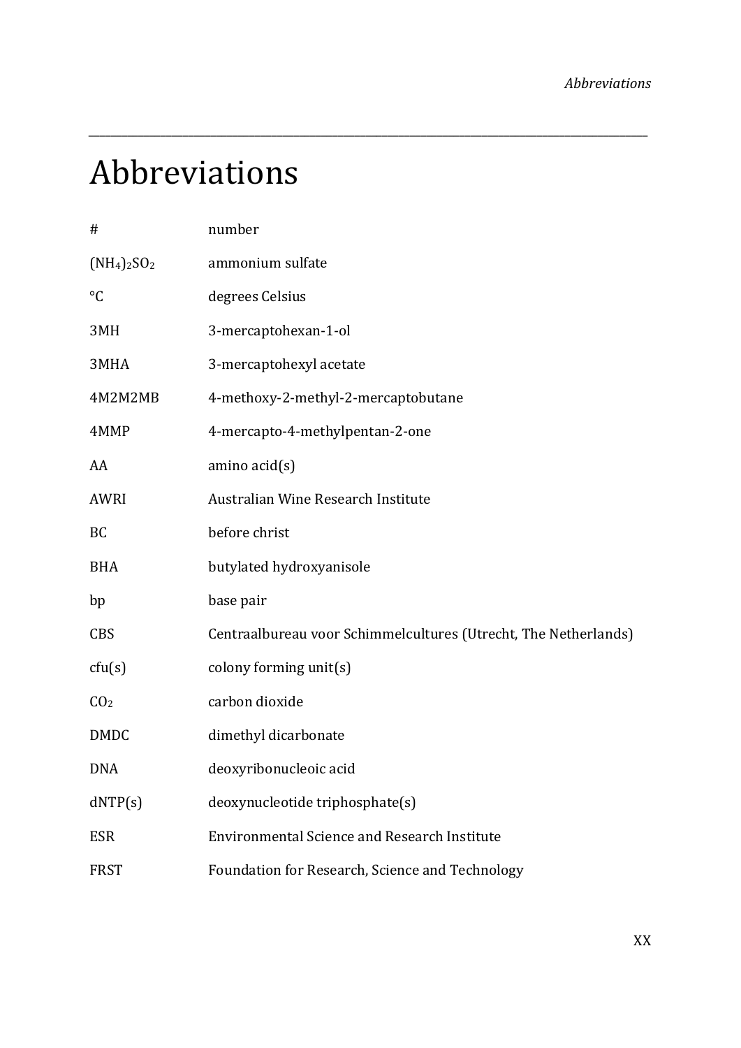# Abbreviations

| | |
|---|---|
| # | number |
| $(NH_4)_2SO_2$ | ammonium sulfate |
| °C | degrees Celsius |
| 3MH | 3-mercaptohexan-1-ol |
| 3MHA | 3-mercaptohexyl acetate |
| 4M2M2MB | 4-methoxy-2-methyl-2-mercaptobutane |
| 4MMP | 4-mercapto-4-methylpentan-2-one |
| AA | amino acid(s) |
| AWRI | Australian Wine Research Institute |
| BC | before christ |
| BHA | butylated hydroxyanisole |
| bp | base pair |
| CBS | Centraalbureau voor Schimmelcultures (Utrecht, The Netherlands) |
| cfu(s) | colony forming unit(s) |
| $CO_2$ | carbon dioxide |
| DMDC | dimethyl dicarbonate |
| DNA | deoxyribonucleoic acid |
| dNTP(s) | deoxynucleotide triphosphate(s) |
| ESR | Environmental Science and Research Institute |
| FRST | Foundation for Research, Science and Technology |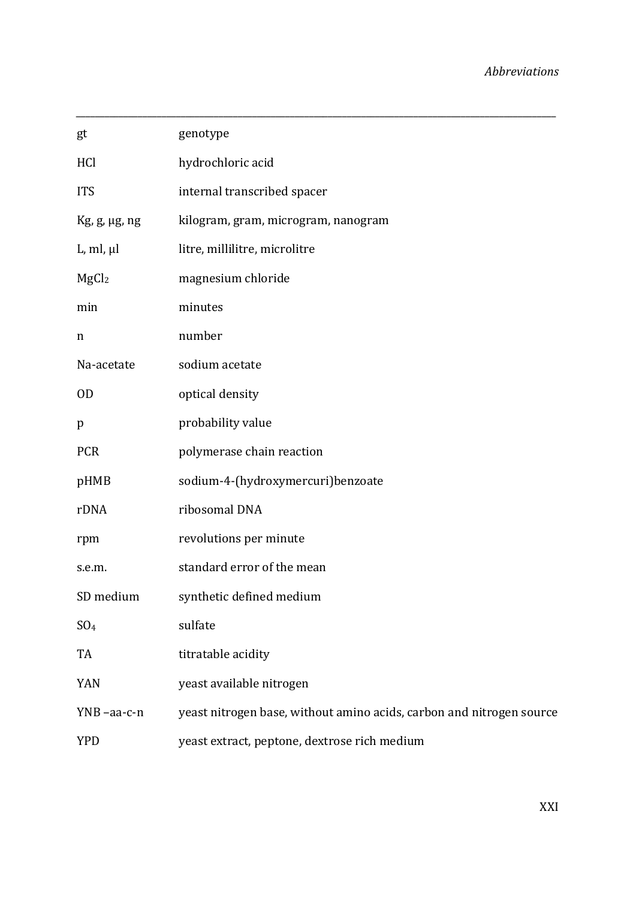| | |
|---|---|
| gt | genotype |
| HCl | hydrochloric acid |
| ITS | internal transcribed spacer |
| Kg, g, µg, ng | kilogram, gram, microgram, nanogram |
| L, ml, µl | litre, millilitre, microlitre |
| $MgCl_2$ | magnesium chloride |
| min | minutes |
| n | number |
| Na-acetate | sodium acetate |
| OD | optical density |
| p | probability value |
| PCR | polymerase chain reaction |
| pHMB | sodium-4-(hydroxymercuri)benzoate |
| rDNA | ribosomal DNA |
| rpm | revolutions per minute |
| s.e.m. | standard error of the mean |
| SD medium | synthetic defined medium |
| $SO_4$ | sulfate |
| TA | titratable acidity |
| YAN | yeast available nitrogen |
| YNB –aa-c-n | yeast nitrogen base, without amino acids, carbon and nitrogen source |
| YPD | yeast extract, peptone, dextrose rich medium |